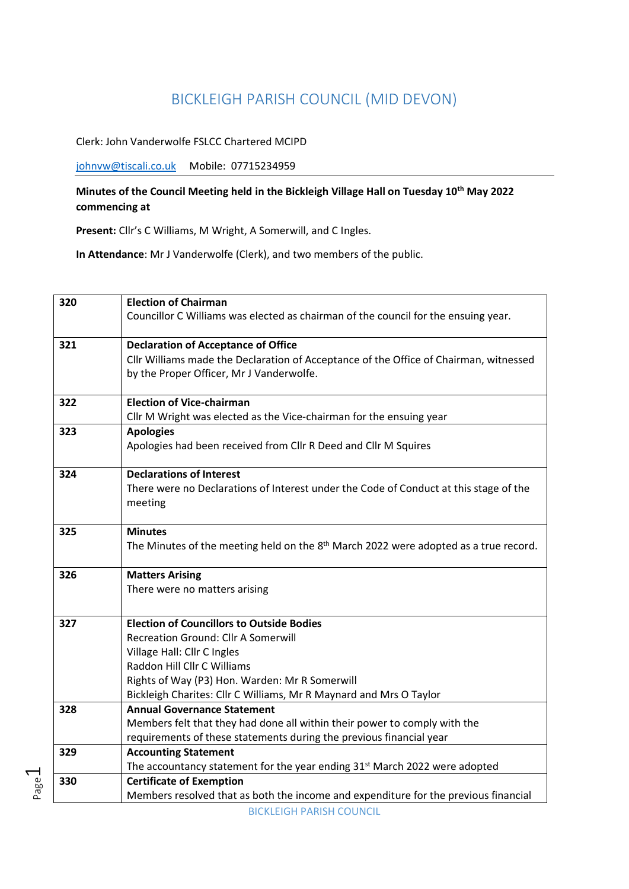# BICKLEIGH PARISH COUNCIL (MID DEVON)

Clerk: John Vanderwolfe FSLCC Chartered MCIPD

johnvw@tiscali.co.uk Mobile: 07715234959

**Minutes of the Council Meeting held in the Bickleigh Village Hall on Tuesday 10th May 2022 commencing at**

**Present:** Cllr's C Williams, M Wright, A Somerwill, and C Ingles.

**In Attendance**: Mr J Vanderwolfe (Clerk), and two members of the public.

| | |
|---|---|
| **320** | **Election of Chairman**<br>Councillor C Williams was elected as chairman of the council for the ensuing year. |
| **321** | **Declaration of Acceptance of Office**<br>Cllr Williams made the Declaration of Acceptance of the Office of Chairman, witnessed by the Proper Officer, Mr J Vanderwolfe. |
| **322** | **Election of Vice-chairman**<br>Cllr M Wright was elected as the Vice-chairman for the ensuing year |
| **323** | **Apologies**<br>Apologies had been received from Cllr R Deed and Cllr M Squires |
| **324** | **Declarations of Interest**<br>There were no Declarations of Interest under the Code of Conduct at this stage of the meeting |
| **325** | **Minutes**<br>The Minutes of the meeting held on the 8th March 2022 were adopted as a true record. |
| **326** | **Matters Arising**<br>There were no matters arising |
| **327** | **Election of Councillors to Outside Bodies**<br>Recreation Ground: Cllr A Somerwill<br>Village Hall: Cllr C Ingles<br>Raddon Hill Cllr C Williams<br>Rights of Way (P3) Hon. Warden: Mr R Somerwill<br>Bickleigh Charites: Cllr C Williams, Mr R Maynard and Mrs O Taylor |
| **328** | **Annual Governance Statement**<br>Members felt that they had done all within their power to comply with the requirements of these statements during the previous financial year |
| **329** | **Accounting Statement**<br>The accountancy statement for the year ending 31st March 2022 were adopted |
| **330** | **Certificate of Exemption**<br>Members resolved that as both the income and expenditure for the previous financial |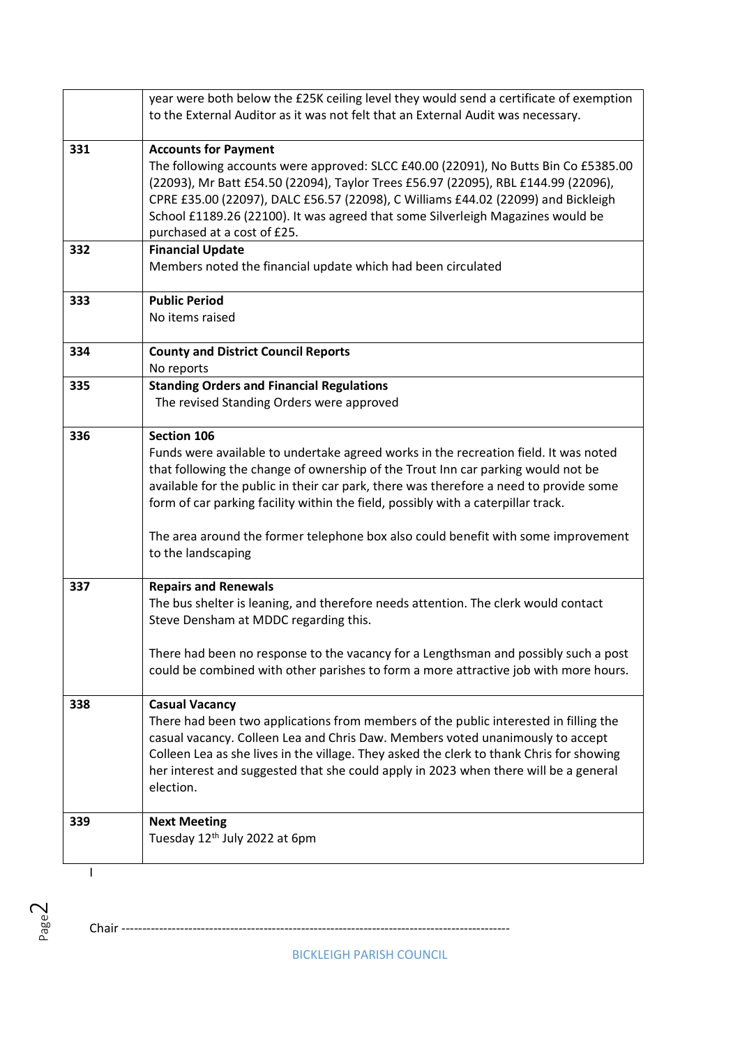|  |  |
|---|---|
|  | year were both below the £25K ceiling level they would send a certificate of exemption to the External Auditor as it was not felt that an External Audit was necessary. |
| 331 | **Accounts for Payment**<br>The following accounts were approved: SLCC £40.00 (22091), No Butts Bin Co £5385.00 (22093), Mr Batt £54.50 (22094), Taylor Trees £56.97 (22095), RBL £144.99 (22096), CPRE £35.00 (22097), DALC £56.57 (22098), C Williams £44.02 (22099) and Bickleigh School £1189.26 (22100). It was agreed that some Silverleigh Magazines would be purchased at a cost of £25. |
| 332 | **Financial Update**<br>Members noted the financial update which had been circulated |
| 333 | **Public Period**<br>No items raised |
| 334 | **County and District Council Reports**<br>No reports |
| 335 | **Standing Orders and Financial Regulations**<br>The revised Standing Orders were approved |
| 336 | **Section 106**<br>Funds were available to undertake agreed works in the recreation field. It was noted that following the change of ownership of the Trout Inn car parking would not be available for the public in their car park, there was therefore a need to provide some form of car parking facility within the field, possibly with a caterpillar track.<br><br>The area around the former telephone box also could benefit with some improvement to the landscaping |
| 337 | **Repairs and Renewals**<br>The bus shelter is leaning, and therefore needs attention. The clerk would contact Steve Densham at MDDC regarding this.<br><br>There had been no response to the vacancy for a Lengthsman and possibly such a post could be combined with other parishes to form a more attractive job with more hours. |
| 338 | **Casual Vacancy**<br>There had been two applications from members of the public interested in filling the casual vacancy. Colleen Lea and Chris Daw. Members voted unanimously to accept Colleen Lea as she lives in the village. They asked the clerk to thank Chris for showing her interest and suggested that she could apply in 2023 when there will be a general election. |
| 339 | **Next Meeting**<br>Tuesday 12th July 2022 at 6pm |

Chair ------------------------------------------------------------------------------------------

BICKLEIGH PARISH COUNCIL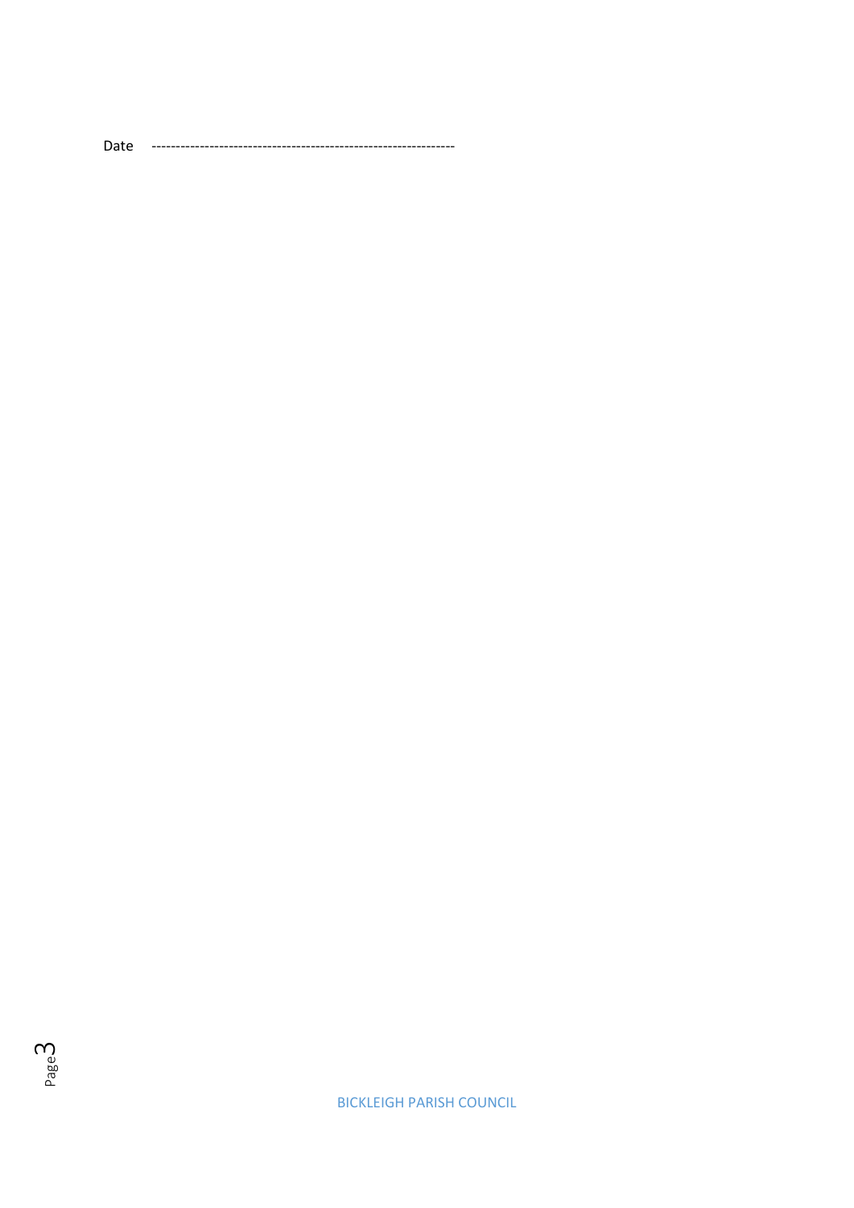Date ---------------------------------------------------------------